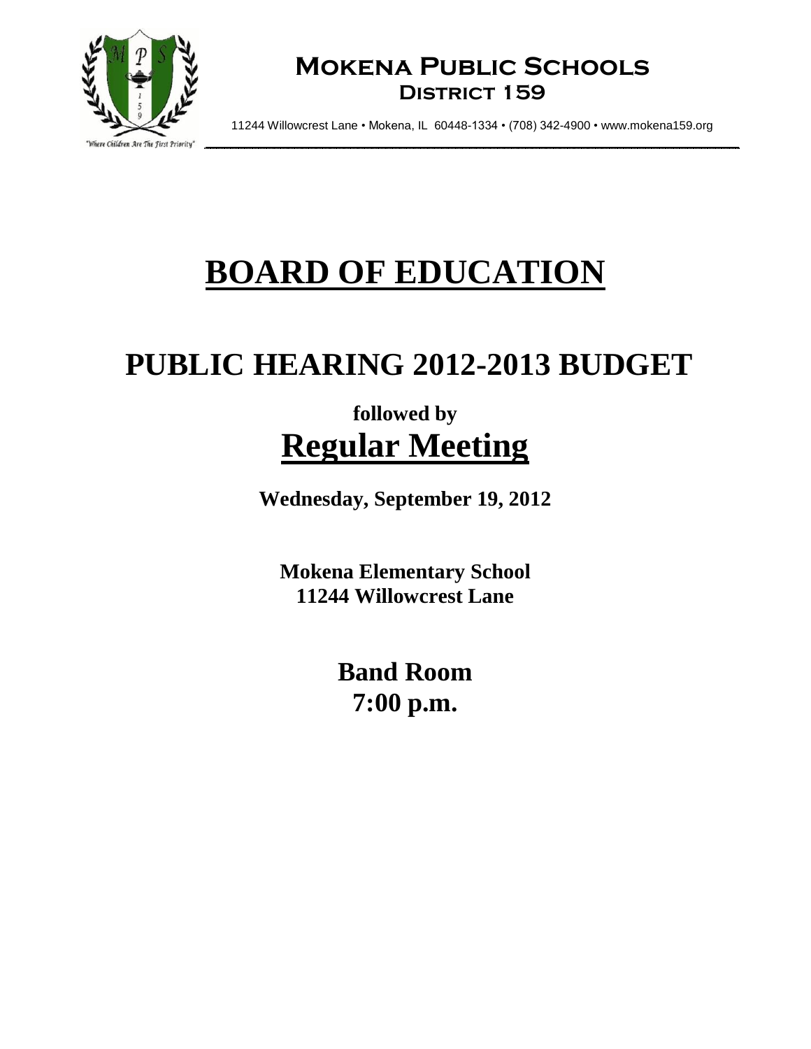**Mokena Public Schools**
**District 159**

11244 Willowcrest Lane • Mokena, IL 60448-1334 • (708) 342-4900 • www.mokena159.org

"Where Children Are The First Priority"

# BOARD OF EDUCATION

# PUBLIC HEARING 2012-2013 BUDGET

**followed by**

## Regular Meeting

**Wednesday, September 19, 2012**

**Mokena Elementary School**
**11244 Willowcrest Lane**

**Band Room**
**7:00 p.m.**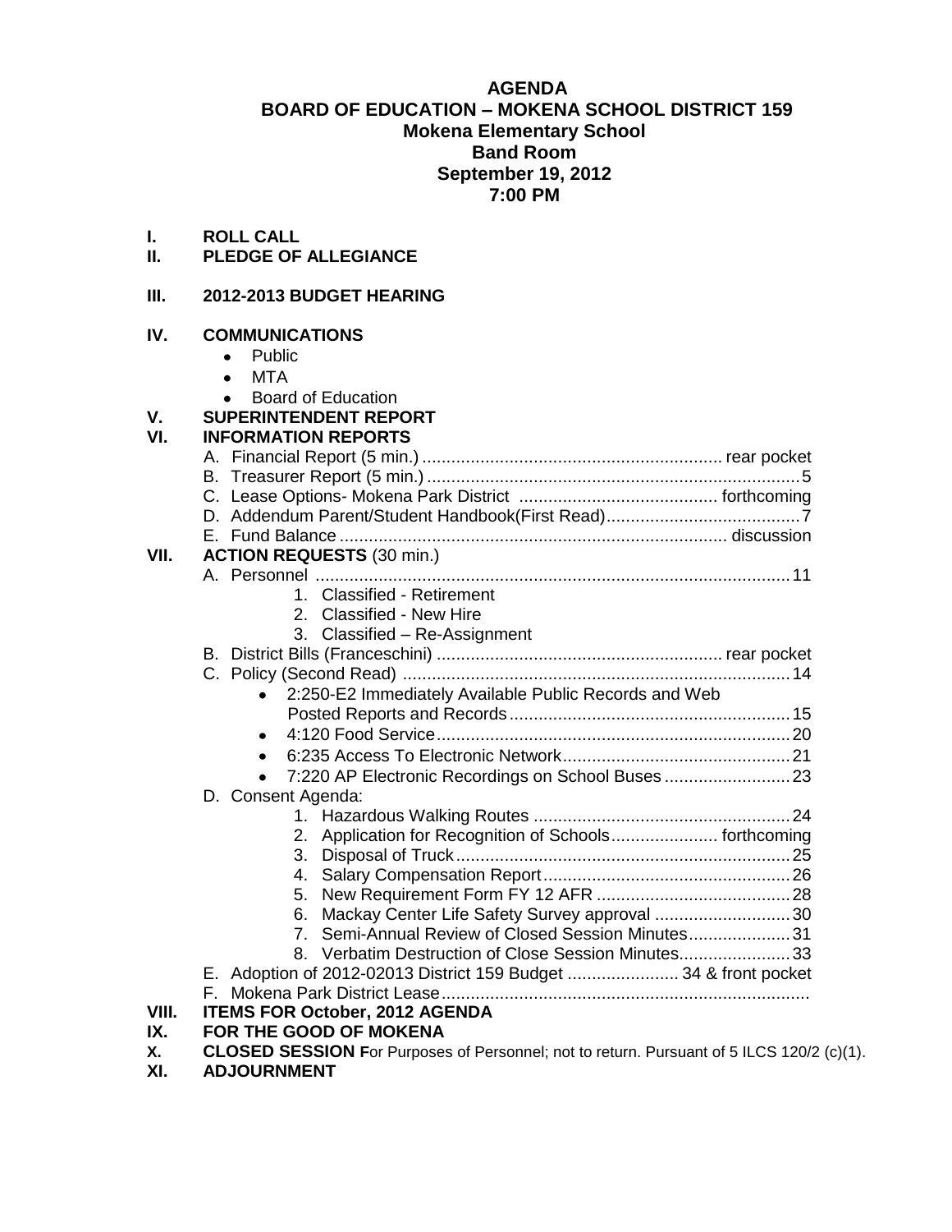# AGENDA
## BOARD OF EDUCATION – MOKENA SCHOOL DISTRICT 159
### Mokena Elementary School
### Band Room
### September 19, 2012
### 7:00 PM

**I. ROLL CALL**

**II. PLEDGE OF ALLEGIANCE**

**III. 2012-2013 BUDGET HEARING**

**IV. COMMUNICATIONS**
- Public
- MTA
- Board of Education

**V. SUPERINTENDENT REPORT**

**VI. INFORMATION REPORTS**

A. Financial Report (5 min.) .............................................................. rear pocket
B. Treasurer Report (5 min.) ..............................................................................5
C. Lease Options- Mokena Park District ......................................... forthcoming
D. Addendum Parent/Student Handbook(First Read)........................................7
E. Fund Balance ................................................................................ discussion

**VII. ACTION REQUESTS** (30 min.)

A. Personnel ..................................................................................................11
   1. Classified - Retirement
   2. Classified - New Hire
   3. Classified – Re-Assignment

B. District Bills (Franceschini) ........................................................... rear pocket
C. Policy (Second Read) ..................................................................................14
   - 2:250-E2 Immediately Available Public Records and Web Posted Reports and Records..........................................................15
   - 4:120 Food Service.........................................................................20
   - 6:235 Access To Electronic Network...............................................21
   - 7:220 AP Electronic Recordings on School Buses ..........................23

D. Consent Agenda:
   1. Hazardous Walking Routes .....................................................24
   2. Application for Recognition of Schools...................... forthcoming
   3. Disposal of Truck.....................................................................25
   4. Salary Compensation Report...................................................26
   5. New Requirement Form FY 12 AFR ........................................28
   6. Mackay Center Life Safety Survey approval ............................30
   7. Semi-Annual Review of Closed Session Minutes.....................31
   8. Verbatim Destruction of Close Session Minutes.......................33

E. Adoption of 2012-02013 District 159 Budget ....................... 34 & front pocket
F. Mokena Park District Lease............................................................................

**VIII. ITEMS FOR October, 2012 AGENDA**

**IX. FOR THE GOOD OF MOKENA**

**X. CLOSED SESSION F**or Purposes of Personnel; not to return. Pursuant of 5 ILCS 120/2 (c)(1).

**XI. ADJOURNMENT**